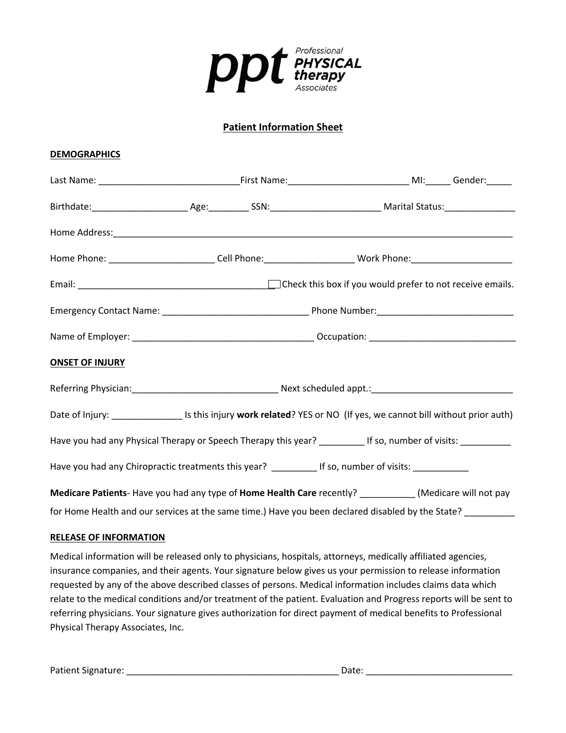Professional PHYSICAL therapy Associates

# Patient Information Sheet

## DEMOGRAPHICS

Last Name: ____________________________ First Name: ________________________ MI: _____ Gender: _____

Birthdate: ___________________ Age: ________ SSN: ______________________ Marital Status: ______________

Home Address: ________________________________________________________________________________

Home Phone: _____________________ Cell Phone: __________________ Work Phone: ____________________

Email: ______________________________________ ☐ Check this box if you would prefer to not receive emails.

Emergency Contact Name: _____________________________ Phone Number: ___________________________

Name of Employer: ____________________________________ Occupation: _____________________________

## ONSET OF INJURY

Referring Physician: _____________________________ Next scheduled appt.: ____________________________

Date of Injury: ______________ Is this injury **work related**? YES or NO (If yes, we cannot bill without prior auth)

Have you had any Physical Therapy or Speech Therapy this year? _________ If so, number of visits: __________

Have you had any Chiropractic treatments this year? _________ If so, number of visits: ___________

**Medicare Patients**- Have you had any type of **Home Health Care** recently? ___________ (Medicare will not pay for Home Health and our services at the same time.) Have you been declared disabled by the State? __________

## RELEASE OF INFORMATION

Medical information will be released only to physicians, hospitals, attorneys, medically affiliated agencies, insurance companies, and their agents. Your signature below gives us your permission to release information requested by any of the above described classes of persons. Medical information includes claims data which relate to the medical conditions and/or treatment of the patient. Evaluation and Progress reports will be sent to referring physicians. Your signature gives authorization for direct payment of medical benefits to Professional Physical Therapy Associates, Inc.

Patient Signature: __________________________________________ Date: _____________________________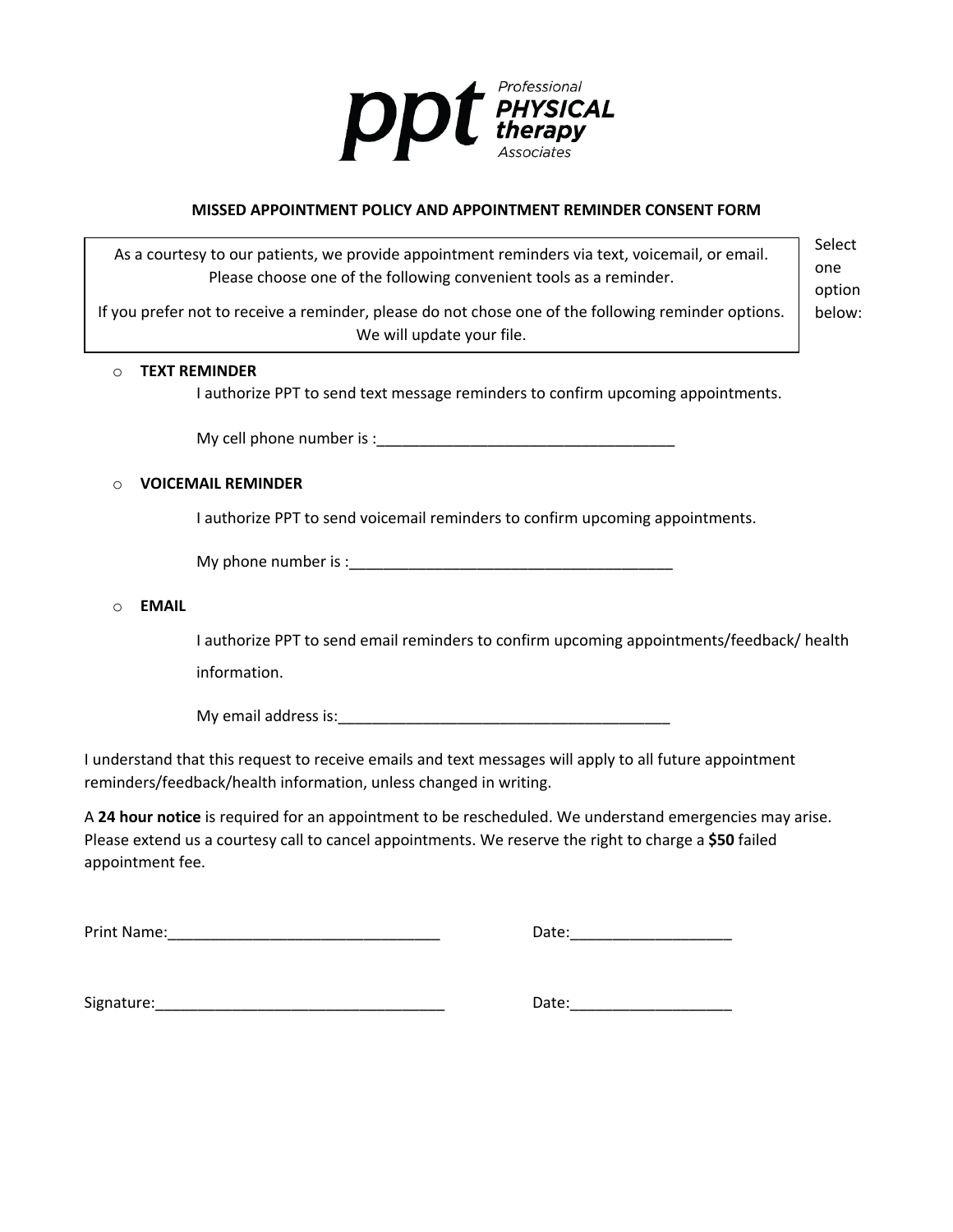Professional **PHYSICAL therapy** Associates

## MISSED APPOINTMENT POLICY AND APPOINTMENT REMINDER CONSENT FORM

As a courtesy to our patients, we provide appointment reminders via text, voicemail, or email. Please choose one of the following convenient tools as a reminder.

If you prefer not to receive a reminder, please do not chose one of the following reminder options. We will update your file.

Select one option below:

- o **TEXT REMINDER**

  I authorize PPT to send text message reminders to confirm upcoming appointments.

  My cell phone number is :___________________________________

- o **VOICEMAIL REMINDER**

  I authorize PPT to send voicemail reminders to confirm upcoming appointments.

  My phone number is :_______________________________________

- o **EMAIL**

  I authorize PPT to send email reminders to confirm upcoming appointments/feedback/ health information.

  My email address is:_______________________________________

I understand that this request to receive emails and text messages will apply to all future appointment reminders/feedback/health information, unless changed in writing.

A **24 hour notice** is required for an appointment to be rescheduled. We understand emergencies may arise. Please extend us a courtesy call to cancel appointments. We reserve the right to charge a **$50** failed appointment fee.

Print Name:________________________________ Date:___________________

Signature:__________________________________ Date:___________________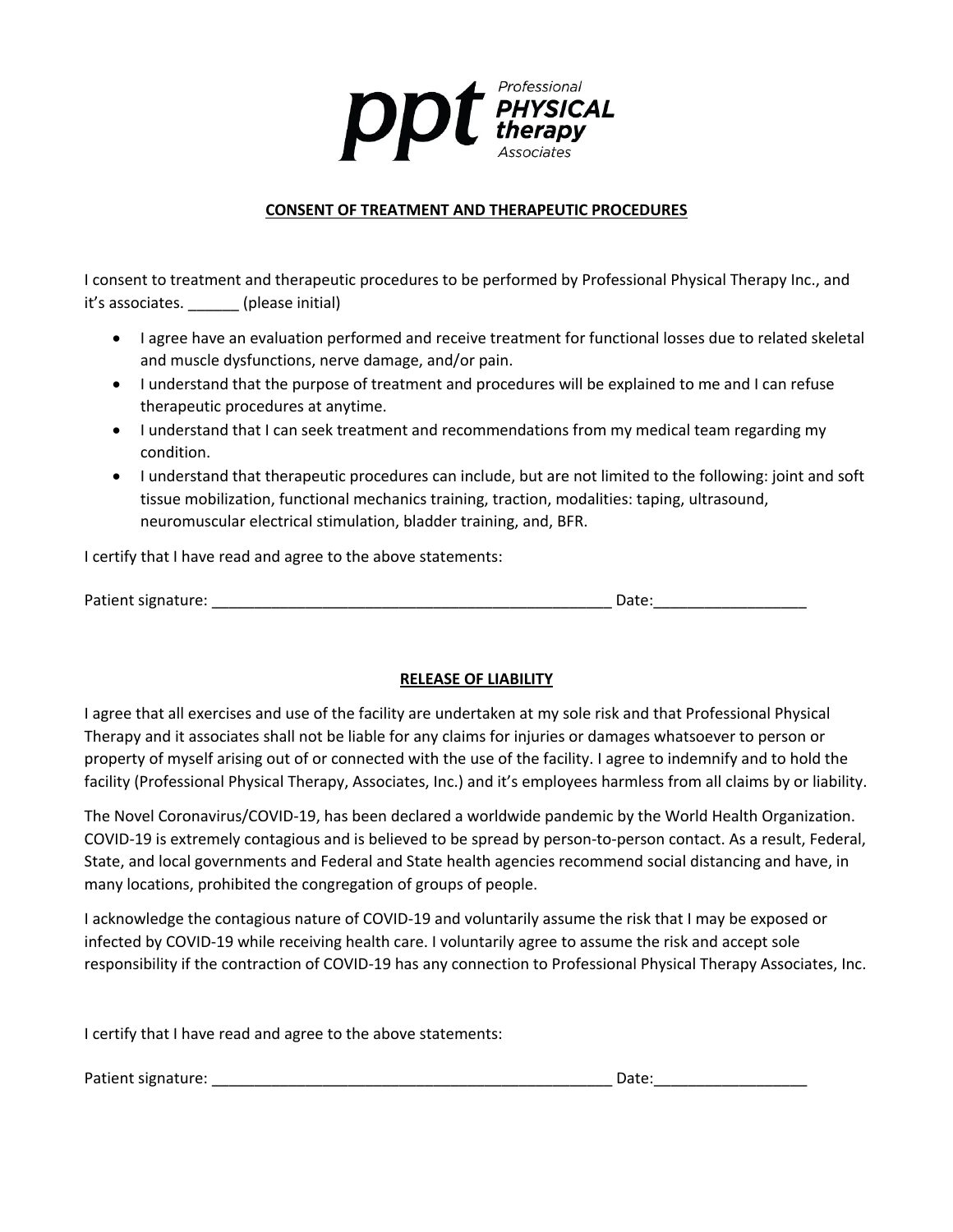**ppt** *Professional* **PHYSICAL therapy** *Associates*

## CONSENT OF TREATMENT AND THERAPEUTIC PROCEDURES

I consent to treatment and therapeutic procedures to be performed by Professional Physical Therapy Inc., and it's associates. ______ (please initial)

- I agree have an evaluation performed and receive treatment for functional losses due to related skeletal and muscle dysfunctions, nerve damage, and/or pain.
- I understand that the purpose of treatment and procedures will be explained to me and I can refuse therapeutic procedures at anytime.
- I understand that I can seek treatment and recommendations from my medical team regarding my condition.
- I understand that therapeutic procedures can include, but are not limited to the following: joint and soft tissue mobilization, functional mechanics training, traction, modalities: taping, ultrasound, neuromuscular electrical stimulation, bladder training, and, BFR.

I certify that I have read and agree to the above statements:

Patient signature: _______________________________________________ Date:_________________

## RELEASE OF LIABILITY

I agree that all exercises and use of the facility are undertaken at my sole risk and that Professional Physical Therapy and it associates shall not be liable for any claims for injuries or damages whatsoever to person or property of myself arising out of or connected with the use of the facility. I agree to indemnify and to hold the facility (Professional Physical Therapy, Associates, Inc.) and it's employees harmless from all claims by or liability.

The Novel Coronavirus/COVID-19, has been declared a worldwide pandemic by the World Health Organization. COVID-19 is extremely contagious and is believed to be spread by person-to-person contact. As a result, Federal, State, and local governments and Federal and State health agencies recommend social distancing and have, in many locations, prohibited the congregation of groups of people.

I acknowledge the contagious nature of COVID-19 and voluntarily assume the risk that I may be exposed or infected by COVID-19 while receiving health care. I voluntarily agree to assume the risk and accept sole responsibility if the contraction of COVID-19 has any connection to Professional Physical Therapy Associates, Inc.

I certify that I have read and agree to the above statements:

Patient signature: _______________________________________________ Date:_________________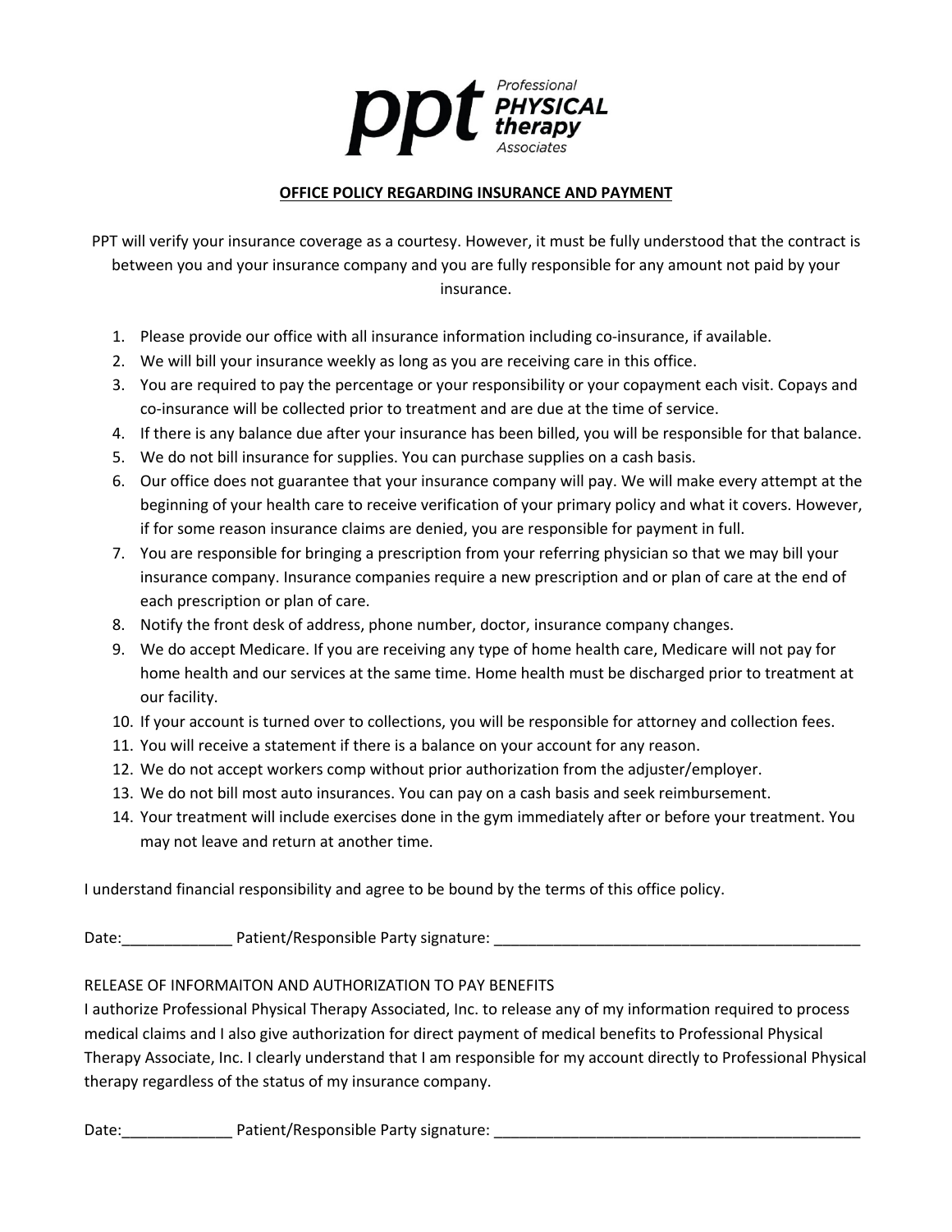ppt Professional PHYSICAL therapy Associates

## OFFICE POLICY REGARDING INSURANCE AND PAYMENT

PPT will verify your insurance coverage as a courtesy. However, it must be fully understood that the contract is between you and your insurance company and you are fully responsible for any amount not paid by your insurance.

1. Please provide our office with all insurance information including co-insurance, if available.
2. We will bill your insurance weekly as long as you are receiving care in this office.
3. You are required to pay the percentage or your responsibility or your copayment each visit. Copays and co-insurance will be collected prior to treatment and are due at the time of service.
4. If there is any balance due after your insurance has been billed, you will be responsible for that balance.
5. We do not bill insurance for supplies. You can purchase supplies on a cash basis.
6. Our office does not guarantee that your insurance company will pay. We will make every attempt at the beginning of your health care to receive verification of your primary policy and what it covers. However, if for some reason insurance claims are denied, you are responsible for payment in full.
7. You are responsible for bringing a prescription from your referring physician so that we may bill your insurance company. Insurance companies require a new prescription and or plan of care at the end of each prescription or plan of care.
8. Notify the front desk of address, phone number, doctor, insurance company changes.
9. We do accept Medicare. If you are receiving any type of home health care, Medicare will not pay for home health and our services at the same time. Home health must be discharged prior to treatment at our facility.
10. If your account is turned over to collections, you will be responsible for attorney and collection fees.
11. You will receive a statement if there is a balance on your account for any reason.
12. We do not accept workers comp without prior authorization from the adjuster/employer.
13. We do not bill most auto insurances. You can pay on a cash basis and seek reimbursement.
14. Your treatment will include exercises done in the gym immediately after or before your treatment. You may not leave and return at another time.

I understand financial responsibility and agree to be bound by the terms of this office policy.

Date:_____________ Patient/Responsible Party signature: _____________________________________________

RELEASE OF INFORMAITON AND AUTHORIZATION TO PAY BENEFITS

I authorize Professional Physical Therapy Associated, Inc. to release any of my information required to process medical claims and I also give authorization for direct payment of medical benefits to Professional Physical Therapy Associate, Inc. I clearly understand that I am responsible for my account directly to Professional Physical therapy regardless of the status of my insurance company.

Date:_____________ Patient/Responsible Party signature: _____________________________________________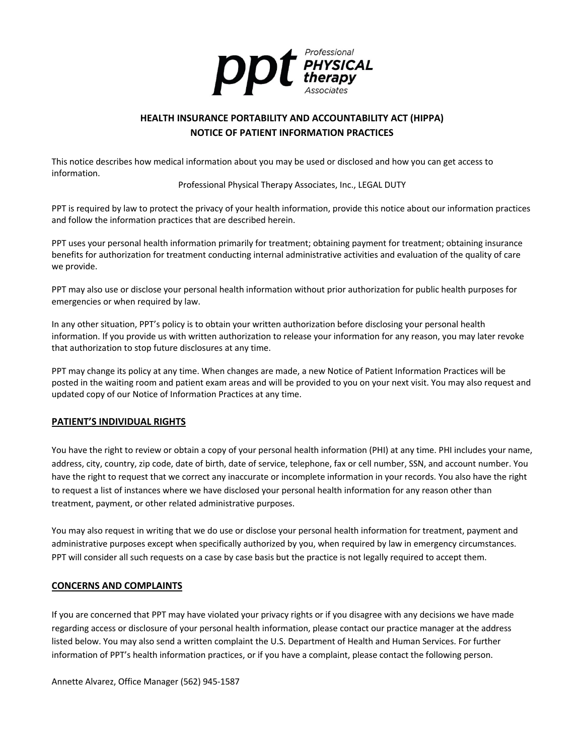ppt Professional PHYSICAL therapy Associates

## HEALTH INSURANCE PORTABILITY AND ACCOUNTABILITY ACT (HIPPA)
## NOTICE OF PATIENT INFORMATION PRACTICES

This notice describes how medical information about you may be used or disclosed and how you can get access to information.

Professional Physical Therapy Associates, Inc., LEGAL DUTY

PPT is required by law to protect the privacy of your health information, provide this notice about our information practices and follow the information practices that are described herein.

PPT uses your personal health information primarily for treatment; obtaining payment for treatment; obtaining insurance benefits for authorization for treatment conducting internal administrative activities and evaluation of the quality of care we provide.

PPT may also use or disclose your personal health information without prior authorization for public health purposes for emergencies or when required by law.

In any other situation, PPT's policy is to obtain your written authorization before disclosing your personal health information. If you provide us with written authorization to release your information for any reason, you may later revoke that authorization to stop future disclosures at any time.

PPT may change its policy at any time. When changes are made, a new Notice of Patient Information Practices will be posted in the waiting room and patient exam areas and will be provided to you on your next visit. You may also request and updated copy of our Notice of Information Practices at any time.

### PATIENT'S INDIVIDUAL RIGHTS

You have the right to review or obtain a copy of your personal health information (PHI) at any time. PHI includes your name, address, city, country, zip code, date of birth, date of service, telephone, fax or cell number, SSN, and account number. You have the right to request that we correct any inaccurate or incomplete information in your records. You also have the right to request a list of instances where we have disclosed your personal health information for any reason other than treatment, payment, or other related administrative purposes.

You may also request in writing that we do use or disclose your personal health information for treatment, payment and administrative purposes except when specifically authorized by you, when required by law in emergency circumstances. PPT will consider all such requests on a case by case basis but the practice is not legally required to accept them.

### CONCERNS AND COMPLAINTS

If you are concerned that PPT may have violated your privacy rights or if you disagree with any decisions we have made regarding access or disclosure of your personal health information, please contact our practice manager at the address listed below. You may also send a written complaint the U.S. Department of Health and Human Services. For further information of PPT's health information practices, or if you have a complaint, please contact the following person.

Annette Alvarez, Office Manager (562) 945-1587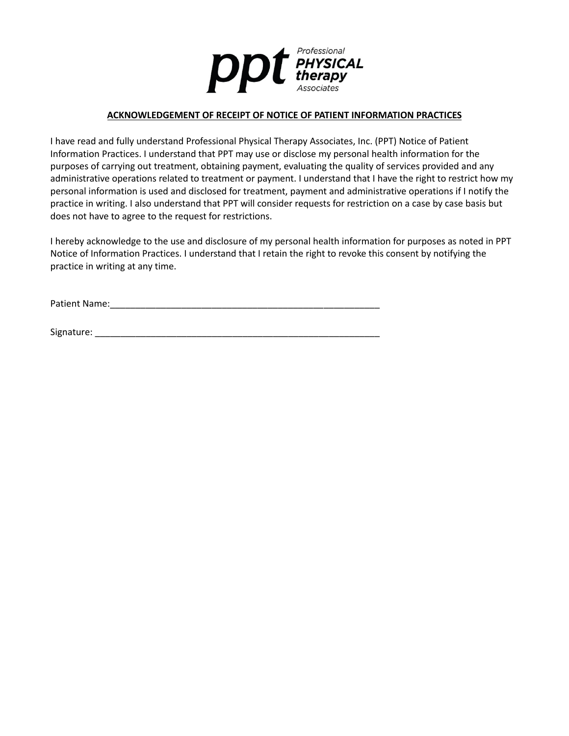ppt Professional PHYSICAL therapy Associates

**ACKNOWLEDGEMENT OF RECEIPT OF NOTICE OF PATIENT INFORMATION PRACTICES**

I have read and fully understand Professional Physical Therapy Associates, Inc. (PPT) Notice of Patient Information Practices. I understand that PPT may use or disclose my personal health information for the purposes of carrying out treatment, obtaining payment, evaluating the quality of services provided and any administrative operations related to treatment or payment. I understand that I have the right to restrict how my personal information is used and disclosed for treatment, payment and administrative operations if I notify the practice in writing. I also understand that PPT will consider requests for restriction on a case by case basis but does not have to agree to the request for restrictions.

I hereby acknowledge to the use and disclosure of my personal health information for purposes as noted in PPT Notice of Information Practices. I understand that I retain the right to revoke this consent by notifying the practice in writing at any time.

Patient Name:_____________________________________________________

Signature: ________________________________________________________